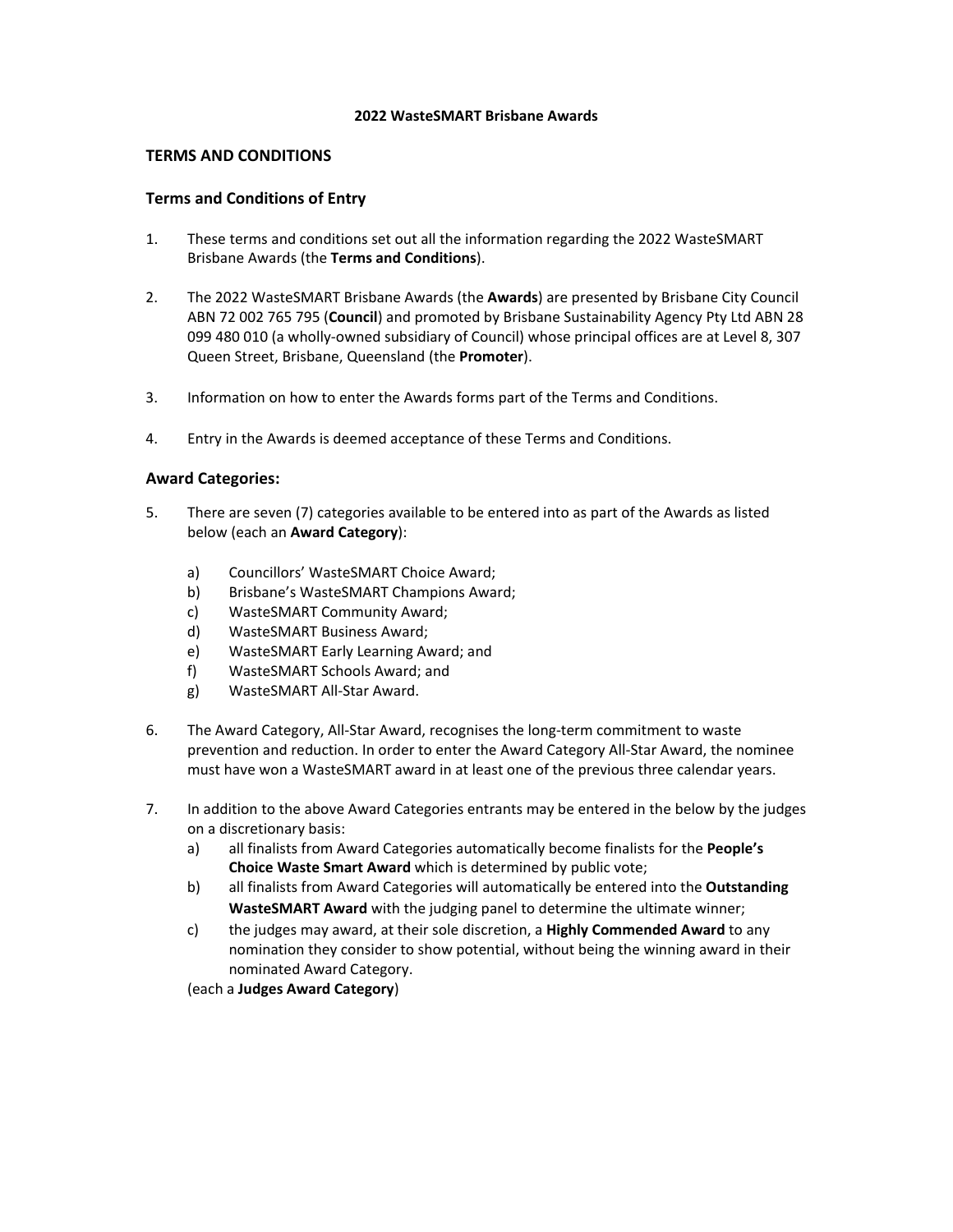**2022 WasteSMART Brisbane Awards**

## TERMS AND CONDITIONS

### Terms and Conditions of Entry

1. These terms and conditions set out all the information regarding the 2022 WasteSMART Brisbane Awards (the **Terms and Conditions**).

2. The 2022 WasteSMART Brisbane Awards (the **Awards**) are presented by Brisbane City Council ABN 72 002 765 795 (**Council**) and promoted by Brisbane Sustainability Agency Pty Ltd ABN 28 099 480 010 (a wholly-owned subsidiary of Council) whose principal offices are at Level 8, 307 Queen Street, Brisbane, Queensland (the **Promoter**).

3. Information on how to enter the Awards forms part of the Terms and Conditions.

4. Entry in the Awards is deemed acceptance of these Terms and Conditions.

### Award Categories:

5. There are seven (7) categories available to be entered into as part of the Awards as listed below (each an **Award Category**):

   a) Councillors' WasteSMART Choice Award;
   b) Brisbane's WasteSMART Champions Award;
   c) WasteSMART Community Award;
   d) WasteSMART Business Award;
   e) WasteSMART Early Learning Award; and
   f) WasteSMART Schools Award; and
   g) WasteSMART All-Star Award.

6. The Award Category, All-Star Award, recognises the long-term commitment to waste prevention and reduction. In order to enter the Award Category All-Star Award, the nominee must have won a WasteSMART award in at least one of the previous three calendar years.

7. In addition to the above Award Categories entrants may be entered in the below by the judges on a discretionary basis:
   a) all finalists from Award Categories automatically become finalists for the **People's Choice Waste Smart Award** which is determined by public vote;
   b) all finalists from Award Categories will automatically be entered into the **Outstanding WasteSMART Award** with the judging panel to determine the ultimate winner;
   c) the judges may award, at their sole discretion, a **Highly Commended Award** to any nomination they consider to show potential, without being the winning award in their nominated Award Category.

   (each a **Judges Award Category**)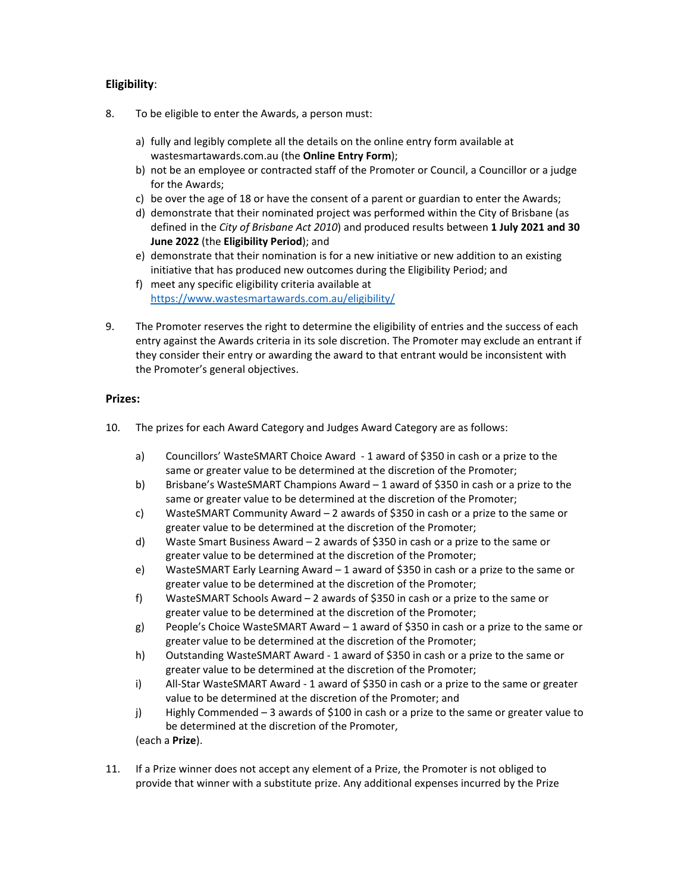**Eligibility**:

8. To be eligible to enter the Awards, a person must:

   a) fully and legibly complete all the details on the online entry form available at wastesmartawards.com.au (the **Online Entry Form**);
   b) not be an employee or contracted staff of the Promoter or Council, a Councillor or a judge for the Awards;
   c) be over the age of 18 or have the consent of a parent or guardian to enter the Awards;
   d) demonstrate that their nominated project was performed within the City of Brisbane (as defined in the *City of Brisbane Act 2010*) and produced results between **1 July 2021 and 30 June 2022** (the **Eligibility Period**); and
   e) demonstrate that their nomination is for a new initiative or new addition to an existing initiative that has produced new outcomes during the Eligibility Period; and
   f) meet any specific eligibility criteria available at https://www.wastesmartawards.com.au/eligibility/

9. The Promoter reserves the right to determine the eligibility of entries and the success of each entry against the Awards criteria in its sole discretion. The Promoter may exclude an entrant if they consider their entry or awarding the award to that entrant would be inconsistent with the Promoter's general objectives.

**Prizes:**

10. The prizes for each Award Category and Judges Award Category are as follows:

    a) Councillors' WasteSMART Choice Award - 1 award of $350 in cash or a prize to the same or greater value to be determined at the discretion of the Promoter;
    b) Brisbane's WasteSMART Champions Award – 1 award of $350 in cash or a prize to the same or greater value to be determined at the discretion of the Promoter;
    c) WasteSMART Community Award – 2 awards of $350 in cash or a prize to the same or greater value to be determined at the discretion of the Promoter;
    d) Waste Smart Business Award – 2 awards of $350 in cash or a prize to the same or greater value to be determined at the discretion of the Promoter;
    e) WasteSMART Early Learning Award – 1 award of $350 in cash or a prize to the same or greater value to be determined at the discretion of the Promoter;
    f) WasteSMART Schools Award – 2 awards of $350 in cash or a prize to the same or greater value to be determined at the discretion of the Promoter;
    g) People's Choice WasteSMART Award – 1 award of $350 in cash or a prize to the same or greater value to be determined at the discretion of the Promoter;
    h) Outstanding WasteSMART Award - 1 award of $350 in cash or a prize to the same or greater value to be determined at the discretion of the Promoter;
    i) All-Star WasteSMART Award - 1 award of $350 in cash or a prize to the same or greater value to be determined at the discretion of the Promoter; and
    j) Highly Commended – 3 awards of $100 in cash or a prize to the same or greater value to be determined at the discretion of the Promoter,

    (each a **Prize**).

11. If a Prize winner does not accept any element of a Prize, the Promoter is not obliged to provide that winner with a substitute prize. Any additional expenses incurred by the Prize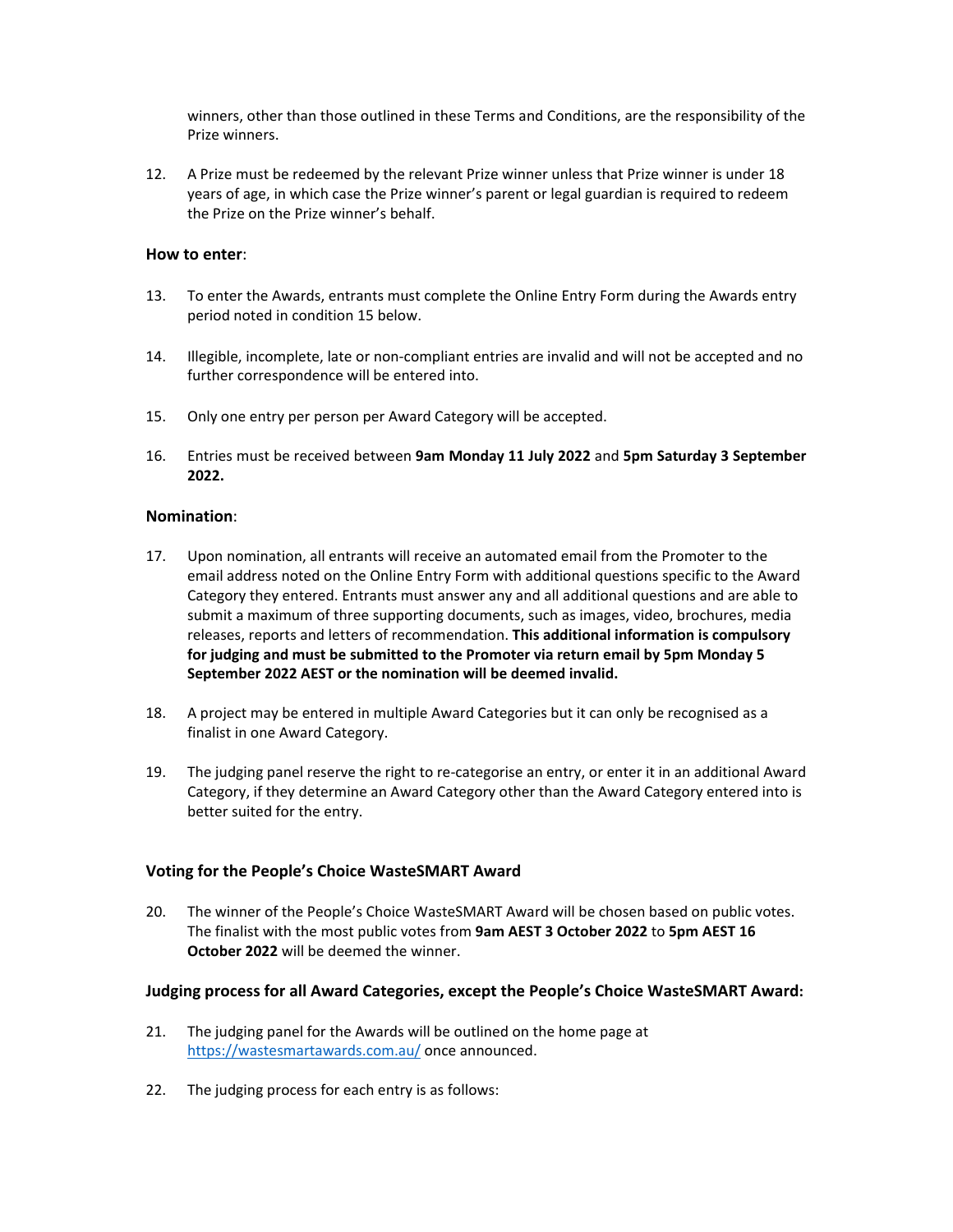winners, other than those outlined in these Terms and Conditions, are the responsibility of the Prize winners.

12. A Prize must be redeemed by the relevant Prize winner unless that Prize winner is under 18 years of age, in which case the Prize winner's parent or legal guardian is required to redeem the Prize on the Prize winner's behalf.

**How to enter**:

13. To enter the Awards, entrants must complete the Online Entry Form during the Awards entry period noted in condition 15 below.

14. Illegible, incomplete, late or non-compliant entries are invalid and will not be accepted and no further correspondence will be entered into.

15. Only one entry per person per Award Category will be accepted.

16. Entries must be received between **9am Monday 11 July 2022** and **5pm Saturday 3 September 2022.**

**Nomination**:

17. Upon nomination, all entrants will receive an automated email from the Promoter to the email address noted on the Online Entry Form with additional questions specific to the Award Category they entered. Entrants must answer any and all additional questions and are able to submit a maximum of three supporting documents, such as images, video, brochures, media releases, reports and letters of recommendation. **This additional information is compulsory for judging and must be submitted to the Promoter via return email by 5pm Monday 5 September 2022 AEST or the nomination will be deemed invalid.**

18. A project may be entered in multiple Award Categories but it can only be recognised as a finalist in one Award Category.

19. The judging panel reserve the right to re-categorise an entry, or enter it in an additional Award Category, if they determine an Award Category other than the Award Category entered into is better suited for the entry.

**Voting for the People's Choice WasteSMART Award**

20. The winner of the People's Choice WasteSMART Award will be chosen based on public votes. The finalist with the most public votes from **9am AEST 3 October 2022** to **5pm AEST 16 October 2022** will be deemed the winner.

**Judging process for all Award Categories, except the People's Choice WasteSMART Award:**

21. The judging panel for the Awards will be outlined on the home page at [https://wastesmartawards.com.au/](https://wastesmartawards.com.au/) once announced.

22. The judging process for each entry is as follows: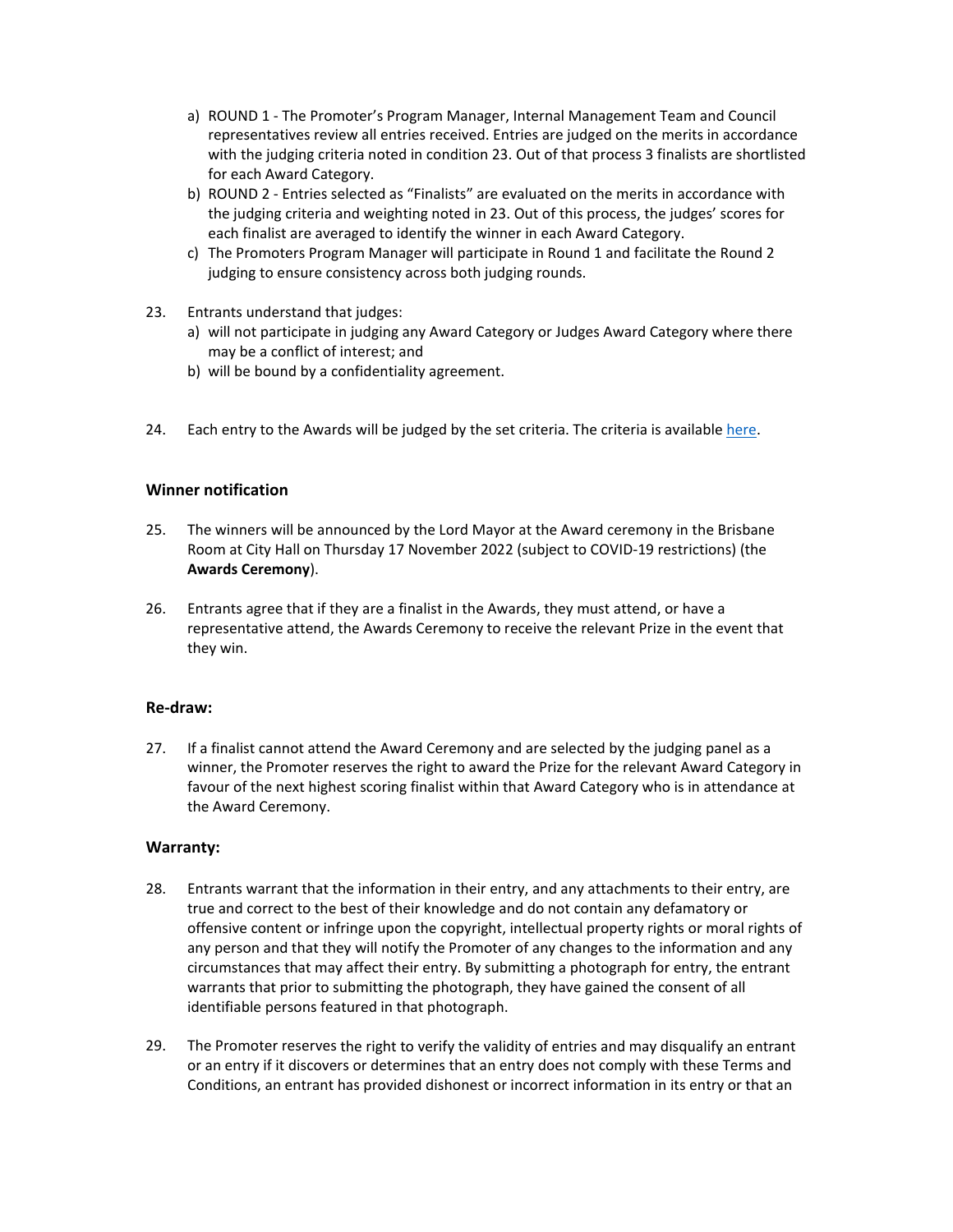a) ROUND 1 - The Promoter's Program Manager, Internal Management Team and Council representatives review all entries received. Entries are judged on the merits in accordance with the judging criteria noted in condition 23. Out of that process 3 finalists are shortlisted for each Award Category.
b) ROUND 2 - Entries selected as "Finalists" are evaluated on the merits in accordance with the judging criteria and weighting noted in 23. Out of this process, the judges' scores for each finalist are averaged to identify the winner in each Award Category.
c) The Promoters Program Manager will participate in Round 1 and facilitate the Round 2 judging to ensure consistency across both judging rounds.

23. Entrants understand that judges:
    a) will not participate in judging any Award Category or Judges Award Category where there may be a conflict of interest; and
    b) will be bound by a confidentiality agreement.

24. Each entry to the Awards will be judged by the set criteria. The criteria is available [here](#).

### Winner notification

25. The winners will be announced by the Lord Mayor at the Award ceremony in the Brisbane Room at City Hall on Thursday 17 November 2022 (subject to COVID-19 restrictions) (the **Awards Ceremony**).

26. Entrants agree that if they are a finalist in the Awards, they must attend, or have a representative attend, the Awards Ceremony to receive the relevant Prize in the event that they win.

### Re-draw:

27. If a finalist cannot attend the Award Ceremony and are selected by the judging panel as a winner, the Promoter reserves the right to award the Prize for the relevant Award Category in favour of the next highest scoring finalist within that Award Category who is in attendance at the Award Ceremony.

### Warranty:

28. Entrants warrant that the information in their entry, and any attachments to their entry, are true and correct to the best of their knowledge and do not contain any defamatory or offensive content or infringe upon the copyright, intellectual property rights or moral rights of any person and that they will notify the Promoter of any changes to the information and any circumstances that may affect their entry. By submitting a photograph for entry, the entrant warrants that prior to submitting the photograph, they have gained the consent of all identifiable persons featured in that photograph.

29. The Promoter reserves the right to verify the validity of entries and may disqualify an entrant or an entry if it discovers or determines that an entry does not comply with these Terms and Conditions, an entrant has provided dishonest or incorrect information in its entry or that an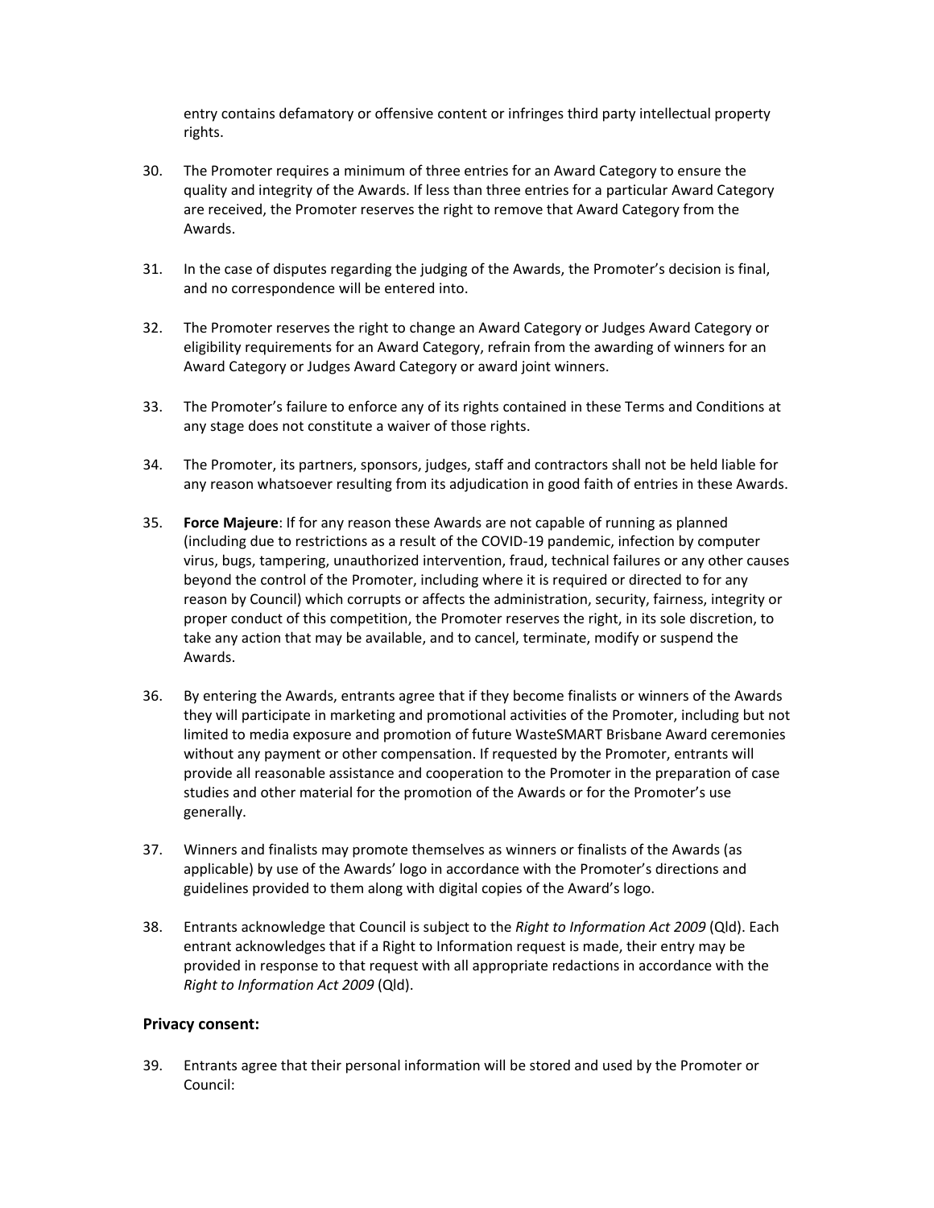entry contains defamatory or offensive content or infringes third party intellectual property rights.

30. The Promoter requires a minimum of three entries for an Award Category to ensure the quality and integrity of the Awards. If less than three entries for a particular Award Category are received, the Promoter reserves the right to remove that Award Category from the Awards.

31. In the case of disputes regarding the judging of the Awards, the Promoter's decision is final, and no correspondence will be entered into.

32. The Promoter reserves the right to change an Award Category or Judges Award Category or eligibility requirements for an Award Category, refrain from the awarding of winners for an Award Category or Judges Award Category or award joint winners.

33. The Promoter's failure to enforce any of its rights contained in these Terms and Conditions at any stage does not constitute a waiver of those rights.

34. The Promoter, its partners, sponsors, judges, staff and contractors shall not be held liable for any reason whatsoever resulting from its adjudication in good faith of entries in these Awards.

35. **Force Majeure**: If for any reason these Awards are not capable of running as planned (including due to restrictions as a result of the COVID-19 pandemic, infection by computer virus, bugs, tampering, unauthorized intervention, fraud, technical failures or any other causes beyond the control of the Promoter, including where it is required or directed to for any reason by Council) which corrupts or affects the administration, security, fairness, integrity or proper conduct of this competition, the Promoter reserves the right, in its sole discretion, to take any action that may be available, and to cancel, terminate, modify or suspend the Awards.

36. By entering the Awards, entrants agree that if they become finalists or winners of the Awards they will participate in marketing and promotional activities of the Promoter, including but not limited to media exposure and promotion of future WasteSMART Brisbane Award ceremonies without any payment or other compensation. If requested by the Promoter, entrants will provide all reasonable assistance and cooperation to the Promoter in the preparation of case studies and other material for the promotion of the Awards or for the Promoter's use generally.

37. Winners and finalists may promote themselves as winners or finalists of the Awards (as applicable) by use of the Awards' logo in accordance with the Promoter's directions and guidelines provided to them along with digital copies of the Award's logo.

38. Entrants acknowledge that Council is subject to the *Right to Information Act 2009* (Qld). Each entrant acknowledges that if a Right to Information request is made, their entry may be provided in response to that request with all appropriate redactions in accordance with the *Right to Information Act 2009* (Qld).

### Privacy consent:

39. Entrants agree that their personal information will be stored and used by the Promoter or Council: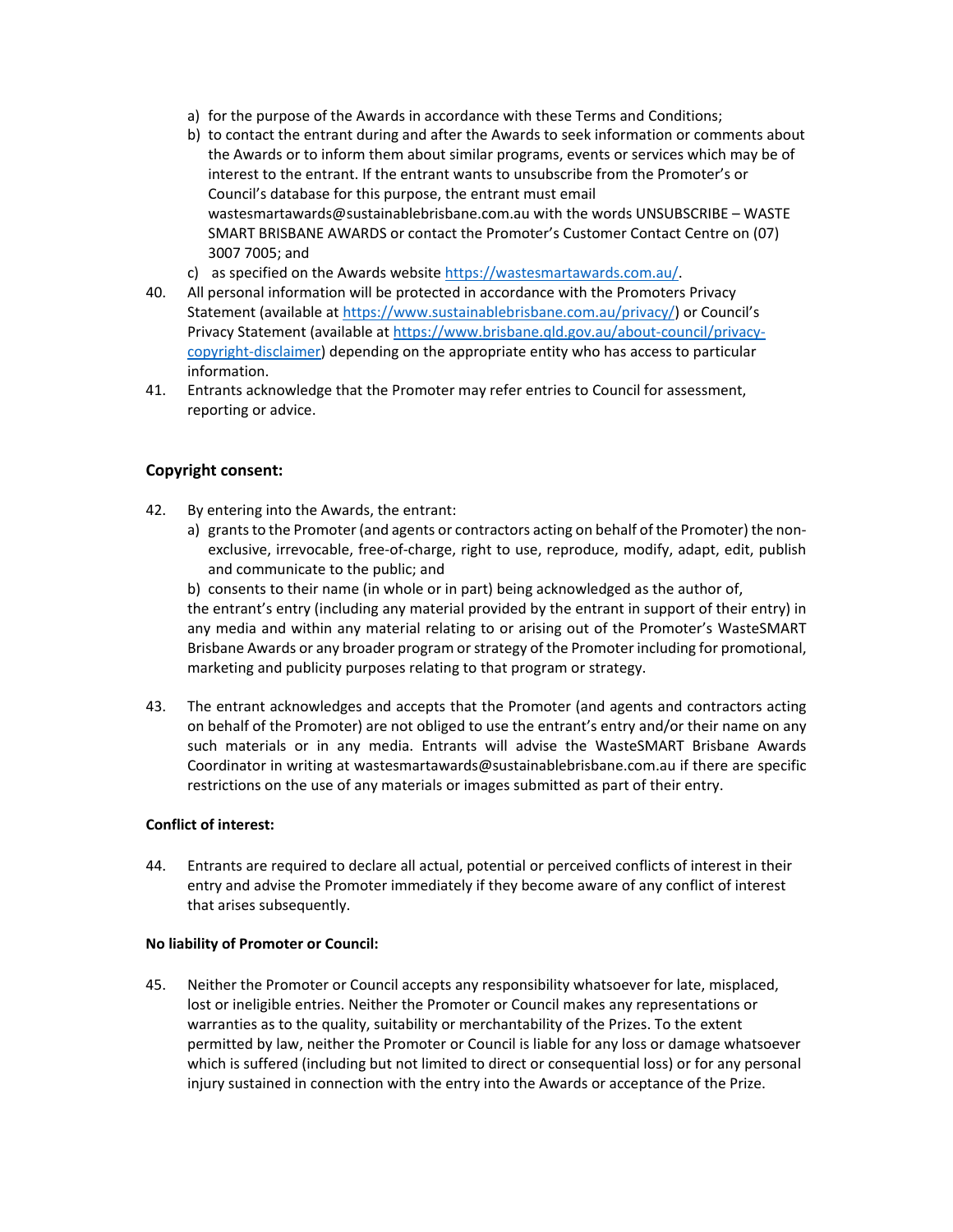a) for the purpose of the Awards in accordance with these Terms and Conditions;
b) to contact the entrant during and after the Awards to seek information or comments about the Awards or to inform them about similar programs, events or services which may be of interest to the entrant. If the entrant wants to unsubscribe from the Promoter's or Council's database for this purpose, the entrant must email wastesmartawards@sustainablebrisbane.com.au with the words UNSUBSCRIBE – WASTE SMART BRISBANE AWARDS or contact the Promoter's Customer Contact Centre on (07) 3007 7005; and
c) as specified on the Awards website [https://wastesmartawards.com.au/](https://wastesmartawards.com.au/).

40. All personal information will be protected in accordance with the Promoters Privacy Statement (available at [https://www.sustainablebrisbane.com.au/privacy/](https://www.sustainablebrisbane.com.au/privacy/)) or Council's Privacy Statement (available at [https://www.brisbane.qld.gov.au/about-council/privacy-copyright-disclaimer](https://www.brisbane.qld.gov.au/about-council/privacy-copyright-disclaimer)) depending on the appropriate entity who has access to particular information.
41. Entrants acknowledge that the Promoter may refer entries to Council for assessment, reporting or advice.

### Copyright consent:

42. By entering into the Awards, the entrant:
    a) grants to the Promoter (and agents or contractors acting on behalf of the Promoter) the non-exclusive, irrevocable, free-of-charge, right to use, reproduce, modify, adapt, edit, publish and communicate to the public; and
    b) consents to their name (in whole or in part) being acknowledged as the author of,

    the entrant's entry (including any material provided by the entrant in support of their entry) in any media and within any material relating to or arising out of the Promoter's WasteSMART Brisbane Awards or any broader program or strategy of the Promoter including for promotional, marketing and publicity purposes relating to that program or strategy.

43. The entrant acknowledges and accepts that the Promoter (and agents and contractors acting on behalf of the Promoter) are not obliged to use the entrant's entry and/or their name on any such materials or in any media. Entrants will advise the WasteSMART Brisbane Awards Coordinator in writing at wastesmartawards@sustainablebrisbane.com.au if there are specific restrictions on the use of any materials or images submitted as part of their entry.

**Conflict of interest:**

44. Entrants are required to declare all actual, potential or perceived conflicts of interest in their entry and advise the Promoter immediately if they become aware of any conflict of interest that arises subsequently.

**No liability of Promoter or Council:**

45. Neither the Promoter or Council accepts any responsibility whatsoever for late, misplaced, lost or ineligible entries. Neither the Promoter or Council makes any representations or warranties as to the quality, suitability or merchantability of the Prizes. To the extent permitted by law, neither the Promoter or Council is liable for any loss or damage whatsoever which is suffered (including but not limited to direct or consequential loss) or for any personal injury sustained in connection with the entry into the Awards or acceptance of the Prize.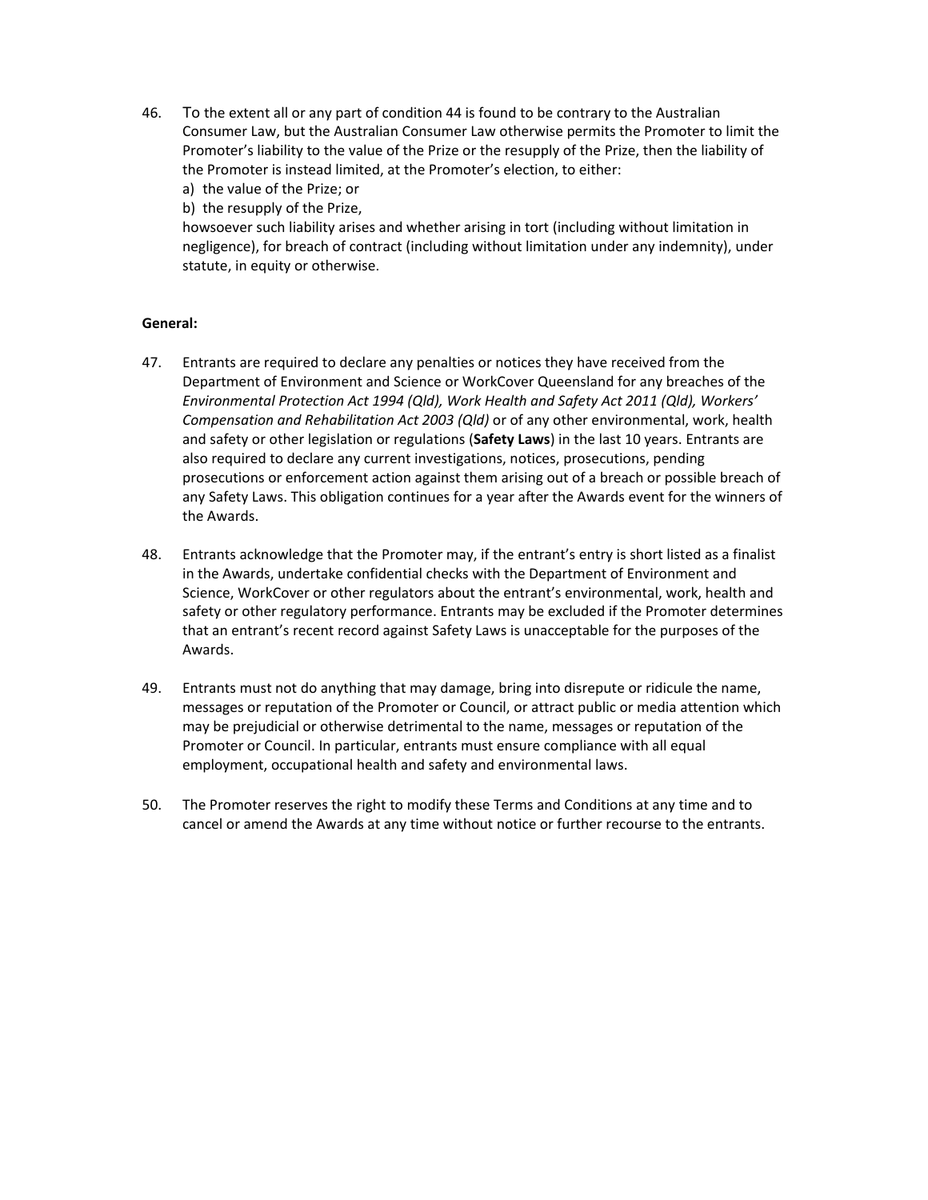46. To the extent all or any part of condition 44 is found to be contrary to the Australian Consumer Law, but the Australian Consumer Law otherwise permits the Promoter to limit the Promoter's liability to the value of the Prize or the resupply of the Prize, then the liability of the Promoter is instead limited, at the Promoter's election, to either:
    a) the value of the Prize; or
    b) the resupply of the Prize,

    howsoever such liability arises and whether arising in tort (including without limitation in negligence), for breach of contract (including without limitation under any indemnity), under statute, in equity or otherwise.

**General:**

47. Entrants are required to declare any penalties or notices they have received from the Department of Environment and Science or WorkCover Queensland for any breaches of the *Environmental Protection Act 1994 (Qld), Work Health and Safety Act 2011 (Qld), Workers' Compensation and Rehabilitation Act 2003 (Qld)* or of any other environmental, work, health and safety or other legislation or regulations (**Safety Laws**) in the last 10 years. Entrants are also required to declare any current investigations, notices, prosecutions, pending prosecutions or enforcement action against them arising out of a breach or possible breach of any Safety Laws. This obligation continues for a year after the Awards event for the winners of the Awards.

48. Entrants acknowledge that the Promoter may, if the entrant's entry is short listed as a finalist in the Awards, undertake confidential checks with the Department of Environment and Science, WorkCover or other regulators about the entrant's environmental, work, health and safety or other regulatory performance. Entrants may be excluded if the Promoter determines that an entrant's recent record against Safety Laws is unacceptable for the purposes of the Awards.

49. Entrants must not do anything that may damage, bring into disrepute or ridicule the name, messages or reputation of the Promoter or Council, or attract public or media attention which may be prejudicial or otherwise detrimental to the name, messages or reputation of the Promoter or Council. In particular, entrants must ensure compliance with all equal employment, occupational health and safety and environmental laws.

50. The Promoter reserves the right to modify these Terms and Conditions at any time and to cancel or amend the Awards at any time without notice or further recourse to the entrants.